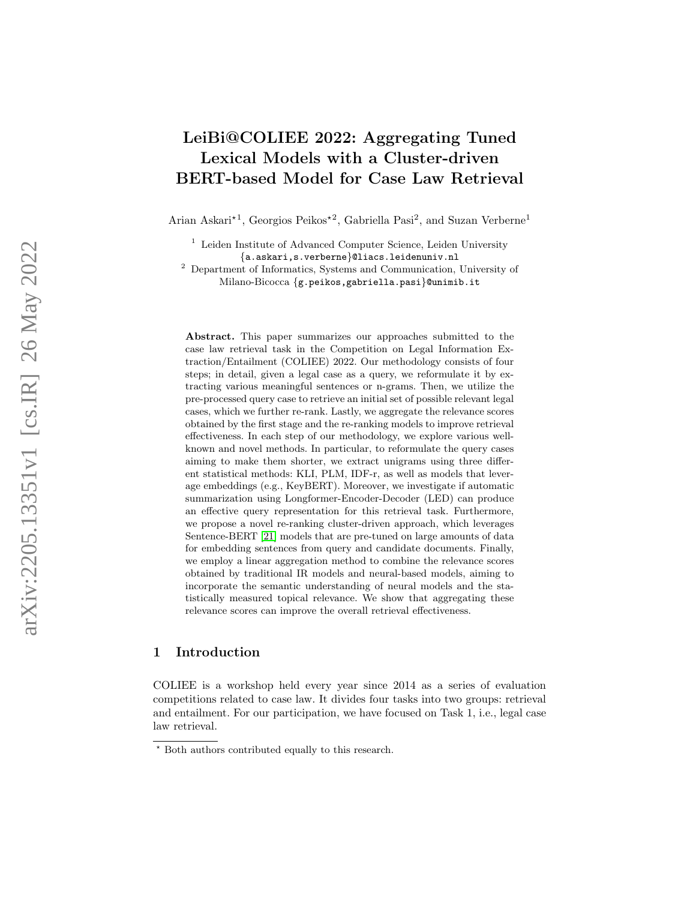# LeiBi@COLIEE 2022: Aggregating Tuned Lexical Models with a Cluster-driven BERT-based Model for Case Law Retrieval

Arian Askari*[1], Georgios Peikos*[2], Gabriella Pasi[2], and Suzan Verberne[1]

[1] Leiden Institute of Advanced Computer Science, Leiden University {a.askari,s.verberne}@liacs.leidenuniv.nl

[2] Department of Informatics, Systems and Communication, University of Milano-Bicocca {g.peikos,gabriella.pasi}@unimib.it

**Abstract.** This paper summarizes our approaches submitted to the case law retrieval task in the Competition on Legal Information Extraction/Entailment (COLIEE) 2022. Our methodology consists of four steps; in detail, given a legal case as a query, we reformulate it by extracting various meaningful sentences or n-grams. Then, we utilize the pre-processed query case to retrieve an initial set of possible relevant legal cases, which we further re-rank. Lastly, we aggregate the relevance scores obtained by the first stage and the re-ranking models to improve retrieval effectiveness. In each step of our methodology, we explore various well-known and novel methods. In particular, to reformulate the query cases aiming to make them shorter, we extract unigrams using three different statistical methods: KLI, PLM, IDF-r, as well as models that leverage embeddings (e.g., KeyBERT). Moreover, we investigate if automatic summarization using Longformer-Encoder-Decoder (LED) can produce an effective query representation for this retrieval task. Furthermore, we propose a novel re-ranking cluster-driven approach, which leverages Sentence-BERT [21] models that are pre-tuned on large amounts of data for embedding sentences from query and candidate documents. Finally, we employ a linear aggregation method to combine the relevance scores obtained by traditional IR models and neural-based models, aiming to incorporate the semantic understanding of neural models and the statistically measured topical relevance. We show that aggregating these relevance scores can improve the overall retrieval effectiveness.

## 1 Introduction

COLIEE is a workshop held every year since 2014 as a series of evaluation competitions related to case law. It divides four tasks into two groups: retrieval and entailment. For our participation, we have focused on Task 1, i.e., legal case law retrieval.

* Both authors contributed equally to this research.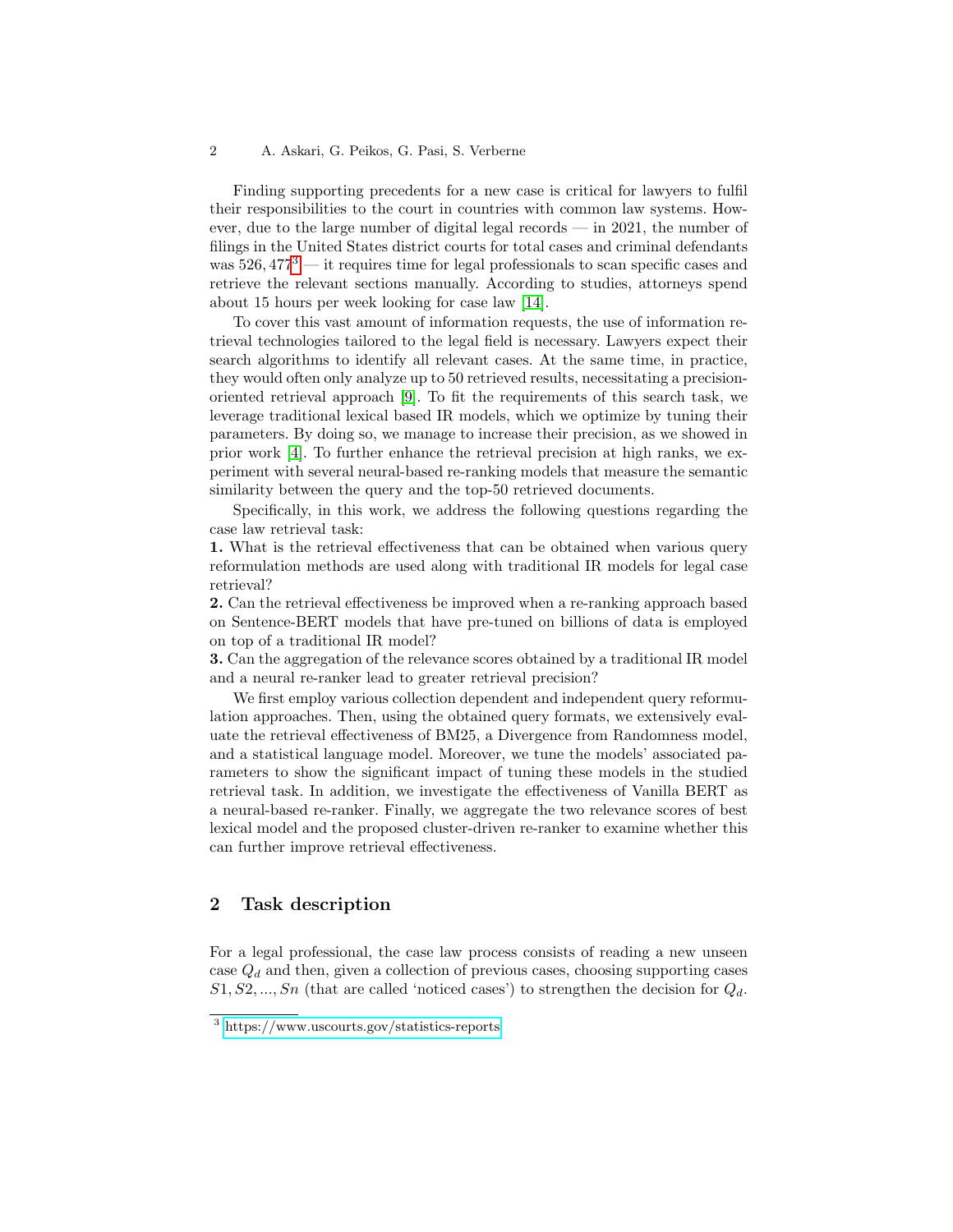Finding supporting precedents for a new case is critical for lawyers to fulfil their responsibilities to the court in countries with common law systems. However, due to the large number of digital legal records — in 2021, the number of filings in the United States district courts for total cases and criminal defendants was 526,477[3] — it requires time for legal professionals to scan specific cases and retrieve the relevant sections manually. According to studies, attorneys spend about 15 hours per week looking for case law [14].

To cover this vast amount of information requests, the use of information retrieval technologies tailored to the legal field is necessary. Lawyers expect their search algorithms to identify all relevant cases. At the same time, in practice, they would often only analyze up to 50 retrieved results, necessitating a precision-oriented retrieval approach [9]. To fit the requirements of this search task, we leverage traditional lexical based IR models, which we optimize by tuning their parameters. By doing so, we manage to increase their precision, as we showed in prior work [4]. To further enhance the retrieval precision at high ranks, we experiment with several neural-based re-ranking models that measure the semantic similarity between the query and the top-50 retrieved documents.

Specifically, in this work, we address the following questions regarding the case law retrieval task:

**1.** What is the retrieval effectiveness that can be obtained when various query reformulation methods are used along with traditional IR models for legal case retrieval?

**2.** Can the retrieval effectiveness be improved when a re-ranking approach based on Sentence-BERT models that have pre-tuned on billions of data is employed on top of a traditional IR model?

**3.** Can the aggregation of the relevance scores obtained by a traditional IR model and a neural re-ranker lead to greater retrieval precision?

We first employ various collection dependent and independent query reformulation approaches. Then, using the obtained query formats, we extensively evaluate the retrieval effectiveness of BM25, a Divergence from Randomness model, and a statistical language model. Moreover, we tune the models' associated parameters to show the significant impact of tuning these models in the studied retrieval task. In addition, we investigate the effectiveness of Vanilla BERT as a neural-based re-ranker. Finally, we aggregate the two relevance scores of best lexical model and the proposed cluster-driven re-ranker to examine whether this can further improve retrieval effectiveness.

## 2 Task description

For a legal professional, the case law process consists of reading a new unseen case $Q_d$ and then, given a collection of previous cases, choosing supporting cases $S1, S2, ..., Sn$ (that are called 'noticed cases') to strengthen the decision for $Q_d$.

[3] https://www.uscourts.gov/statistics-reports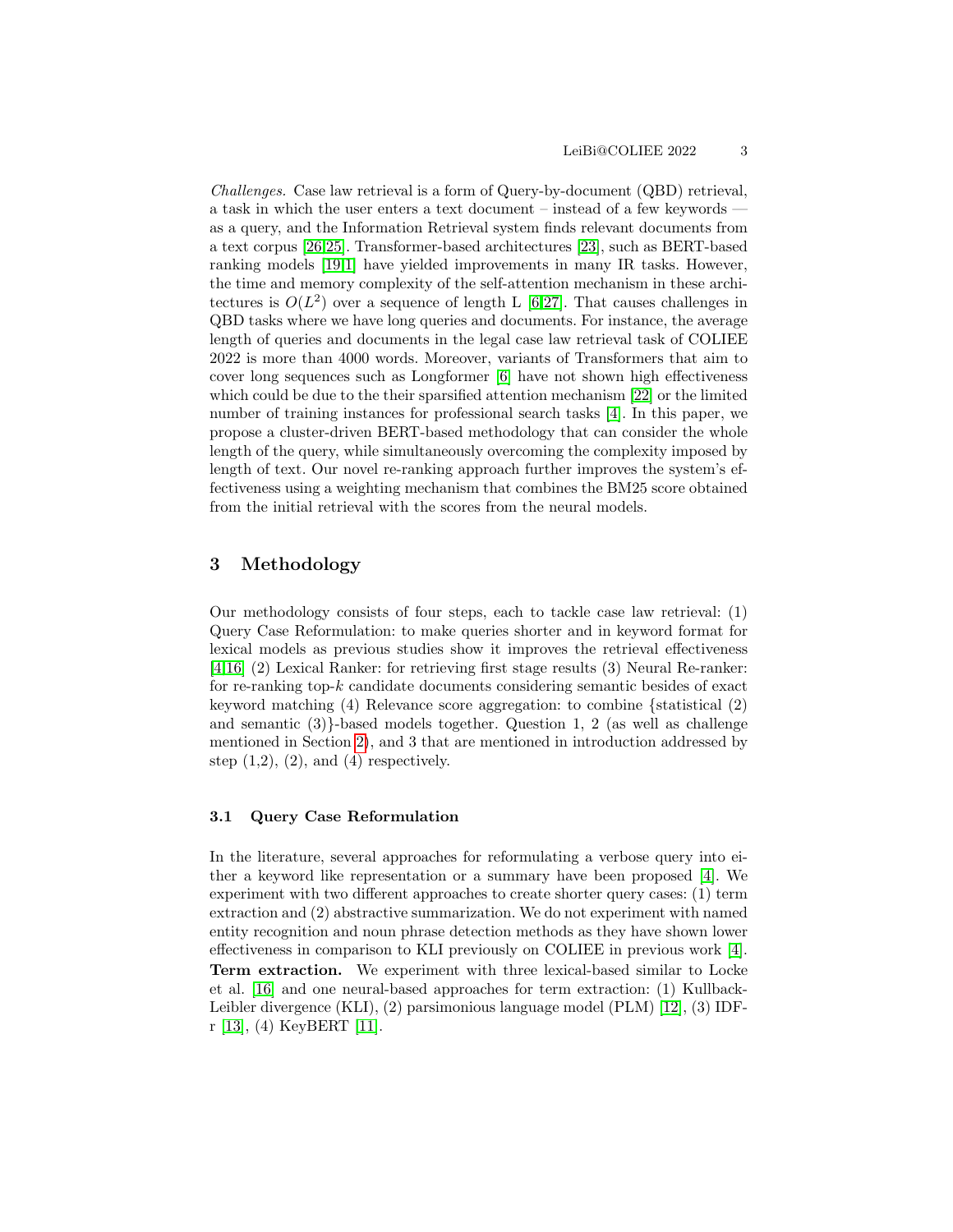*Challenges.* Case law retrieval is a form of Query-by-document (QBD) retrieval, a task in which the user enters a text document – instead of a few keywords — as a query, and the Information Retrieval system finds relevant documents from a text corpus [26,25]. Transformer-based architectures [23], such as BERT-based ranking models [19,1] have yielded improvements in many IR tasks. However, the time and memory complexity of the self-attention mechanism in these architectures is $O(L^2)$ over a sequence of length L [6,27]. That causes challenges in QBD tasks where we have long queries and documents. For instance, the average length of queries and documents in the legal case law retrieval task of COLIEE 2022 is more than 4000 words. Moreover, variants of Transformers that aim to cover long sequences such as Longformer [6] have not shown high effectiveness which could be due to the their sparsified attention mechanism [22] or the limited number of training instances for professional search tasks [4]. In this paper, we propose a cluster-driven BERT-based methodology that can consider the whole length of the query, while simultaneously overcoming the complexity imposed by length of text. Our novel re-ranking approach further improves the system's effectiveness using a weighting mechanism that combines the BM25 score obtained from the initial retrieval with the scores from the neural models.

# 3 Methodology

Our methodology consists of four steps, each to tackle case law retrieval: (1) Query Case Reformulation: to make queries shorter and in keyword format for lexical models as previous studies show it improves the retrieval effectiveness [4,16] (2) Lexical Ranker: for retrieving first stage results (3) Neural Re-ranker: for re-ranking top-$k$ candidate documents considering semantic besides of exact keyword matching (4) Relevance score aggregation: to combine {statistical (2) and semantic (3)}-based models together. Question 1, 2 (as well as challenge mentioned in Section 2), and 3 that are mentioned in introduction addressed by step (1,2), (2), and (4) respectively.

## 3.1 Query Case Reformulation

In the literature, several approaches for reformulating a verbose query into either a keyword like representation or a summary have been proposed [4]. We experiment with two different approaches to create shorter query cases: (1) term extraction and (2) abstractive summarization. We do not experiment with named entity recognition and noun phrase detection methods as they have shown lower effectiveness in comparison to KLI previously on COLIEE in previous work [4].

**Term extraction.** We experiment with three lexical-based similar to Locke et al. [16] and one neural-based approaches for term extraction: (1) Kullback-Leibler divergence (KLI), (2) parsimonious language model (PLM) [12], (3) IDF-r [13], (4) KeyBERT [11].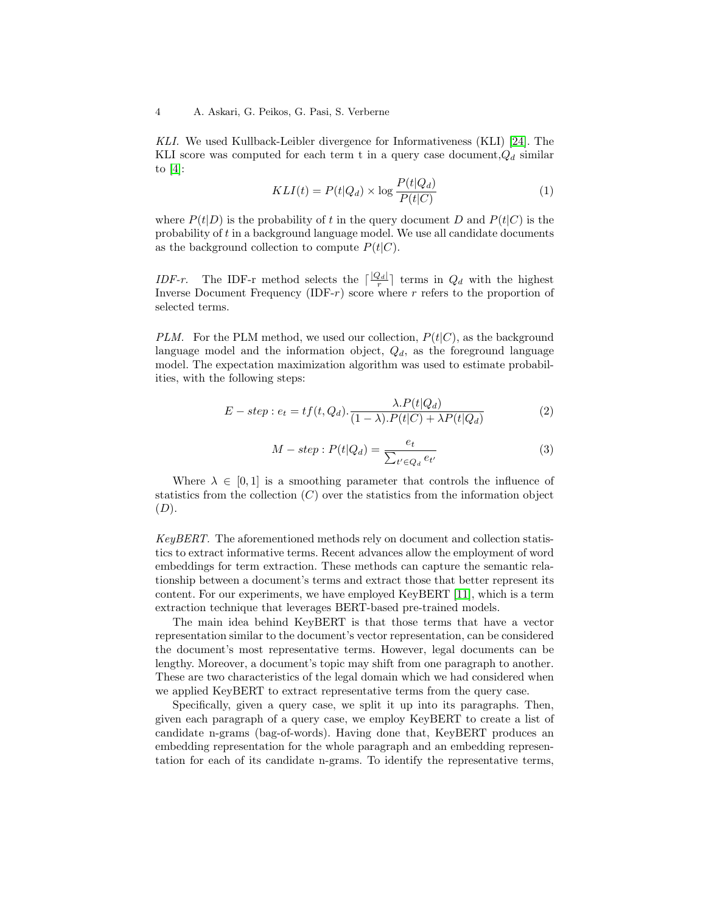*KLI.* We used Kullback-Leibler divergence for Informativeness (KLI) [24]. The KLI score was computed for each term t in a query case document,$Q_d$ similar to [4]:

$$KLI(t) = P(t|Q_d) \times \log \frac{P(t|Q_d)}{P(t|C)} \tag{1}$$

where $P(t|D)$ is the probability of $t$ in the query document $D$ and $P(t|C)$ is the probability of $t$ in a background language model. We use all candidate documents as the background collection to compute $P(t|C)$.

*IDF-r.* The IDF-r method selects the $\lceil \frac{|Q_d|}{r} \rceil$ terms in $Q_d$ with the highest Inverse Document Frequency (IDF-$r$) score where $r$ refers to the proportion of selected terms.

*PLM.* For the PLM method, we used our collection, $P(t|C)$, as the background language model and the information object, $Q_d$, as the foreground language model. The expectation maximization algorithm was used to estimate probabilities, with the following steps:

$$E-step: e_t = tf(t, Q_d).\frac{\lambda.P(t|Q_d)}{(1-\lambda).P(t|C) + \lambda P(t|Q_d)} \tag{2}$$

$$M-step: P(t|Q_d) = \frac{e_t}{\sum_{t' \in Q_d} e_{t'}} \tag{3}$$

Where $\lambda \in [0, 1]$ is a smoothing parameter that controls the influence of statistics from the collection ($C$) over the statistics from the information object ($D$).

*KeyBERT.* The aforementioned methods rely on document and collection statistics to extract informative terms. Recent advances allow the employment of word embeddings for term extraction. These methods can capture the semantic relationship between a document's terms and extract those that better represent its content. For our experiments, we have employed KeyBERT [11], which is a term extraction technique that leverages BERT-based pre-trained models.

The main idea behind KeyBERT is that those terms that have a vector representation similar to the document's vector representation, can be considered the document's most representative terms. However, legal documents can be lengthy. Moreover, a document's topic may shift from one paragraph to another. These are two characteristics of the legal domain which we had considered when we applied KeyBERT to extract representative terms from the query case.

Specifically, given a query case, we split it up into its paragraphs. Then, given each paragraph of a query case, we employ KeyBERT to create a list of candidate n-grams (bag-of-words). Having done that, KeyBERT produces an embedding representation for the whole paragraph and an embedding representation for each of its candidate n-grams. To identify the representative terms,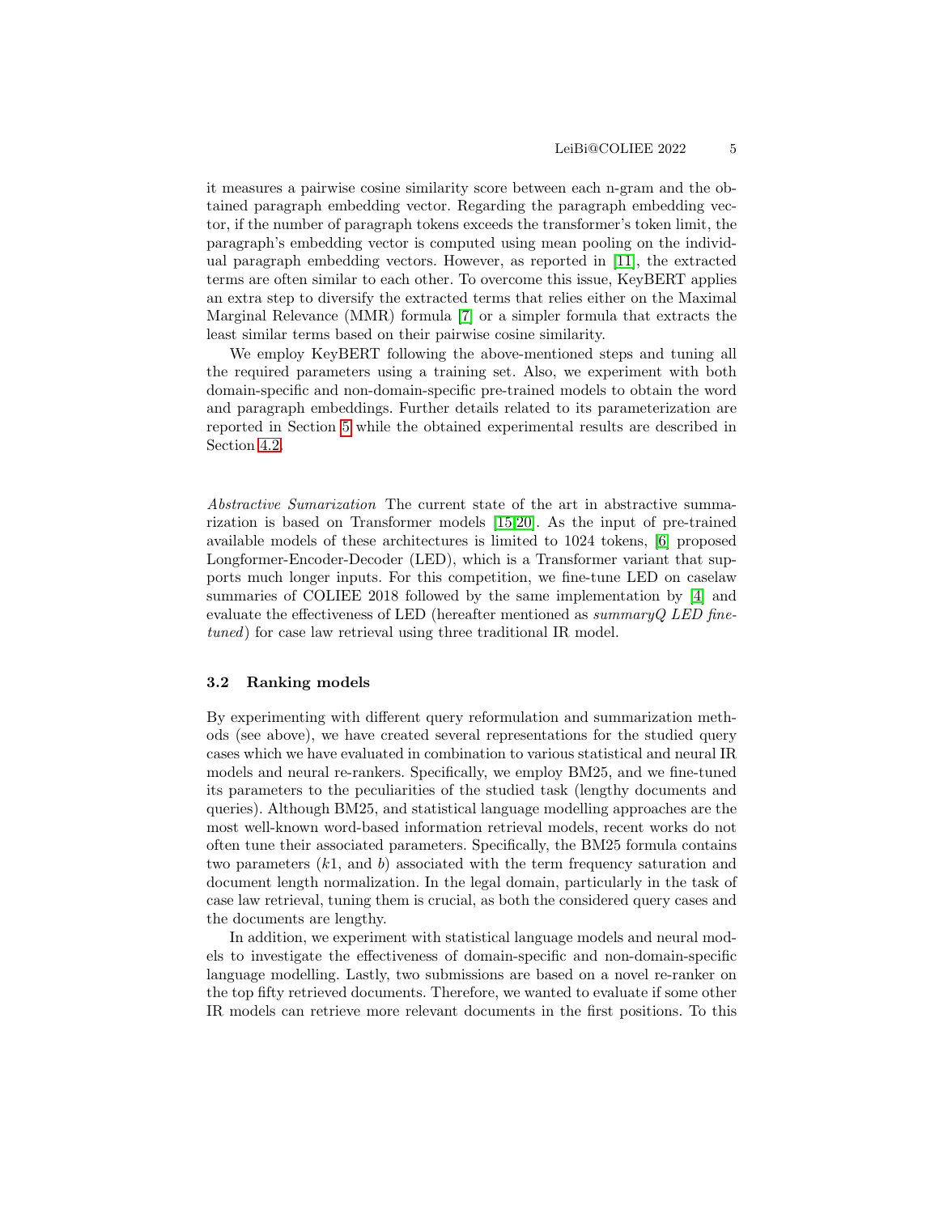it measures a pairwise cosine similarity score between each n-gram and the obtained paragraph embedding vector. Regarding the paragraph embedding vector, if the number of paragraph tokens exceeds the transformer's token limit, the paragraph's embedding vector is computed using mean pooling on the individual paragraph embedding vectors. However, as reported in [11], the extracted terms are often similar to each other. To overcome this issue, KeyBERT applies an extra step to diversify the extracted terms that relies either on the Maximal Marginal Relevance (MMR) formula [7] or a simpler formula that extracts the least similar terms based on their pairwise cosine similarity.

We employ KeyBERT following the above-mentioned steps and tuning all the required parameters using a training set. Also, we experiment with both domain-specific and non-domain-specific pre-trained models to obtain the word and paragraph embeddings. Further details related to its parameterization are reported in Section 5 while the obtained experimental results are described in Section 4.2.

*Abstractive Sumarization* The current state of the art in abstractive summarization is based on Transformer models [15,20]. As the input of pre-trained available models of these architectures is limited to 1024 tokens, [6] proposed Longformer-Encoder-Decoder (LED), which is a Transformer variant that supports much longer inputs. For this competition, we fine-tune LED on caselaw summaries of COLIEE 2018 followed by the same implementation by [4] and evaluate the effectiveness of LED (hereafter mentioned as *summaryQ LED fine-tuned*) for case law retrieval using three traditional IR model.

### 3.2 Ranking models

By experimenting with different query reformulation and summarization methods (see above), we have created several representations for the studied query cases which we have evaluated in combination to various statistical and neural IR models and neural re-rankers. Specifically, we employ BM25, and we fine-tuned its parameters to the peculiarities of the studied task (lengthy documents and queries). Although BM25, and statistical language modelling approaches are the most well-known word-based information retrieval models, recent works do not often tune their associated parameters. Specifically, the BM25 formula contains two parameters ($k1$, and $b$) associated with the term frequency saturation and document length normalization. In the legal domain, particularly in the task of case law retrieval, tuning them is crucial, as both the considered query cases and the documents are lengthy.

In addition, we experiment with statistical language models and neural models to investigate the effectiveness of domain-specific and non-domain-specific language modelling. Lastly, two submissions are based on a novel re-ranker on the top fifty retrieved documents. Therefore, we wanted to evaluate if some other IR models can retrieve more relevant documents in the first positions. To this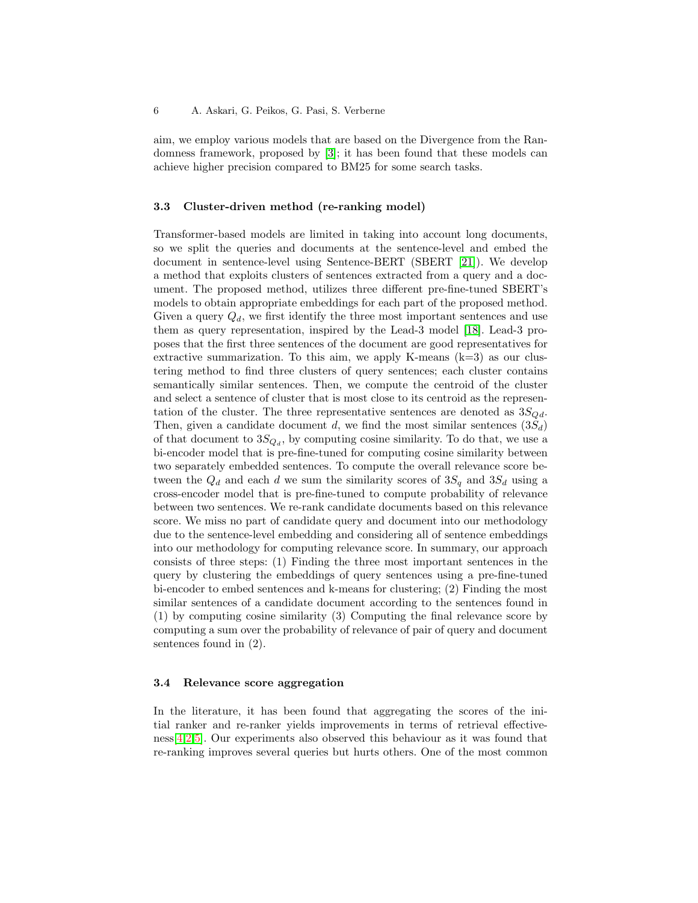aim, we employ various models that are based on the Divergence from the Randomness framework, proposed by [3]; it has been found that these models can achieve higher precision compared to BM25 for some search tasks.

### 3.3 Cluster-driven method (re-ranking model)

Transformer-based models are limited in taking into account long documents, so we split the queries and documents at the sentence-level and embed the document in sentence-level using Sentence-BERT (SBERT [21]). We develop a method that exploits clusters of sentences extracted from a query and a document. The proposed method, utilizes three different pre-fine-tuned SBERT's models to obtain appropriate embeddings for each part of the proposed method. Given a query $Q_d$, we first identify the three most important sentences and use them as query representation, inspired by the Lead-3 model [18]. Lead-3 proposes that the first three sentences of the document are good representatives for extractive summarization. To this aim, we apply K-means (k=3) as our clustering method to find three clusters of query sentences; each cluster contains semantically similar sentences. Then, we compute the centroid of the cluster and select a sentence of cluster that is most close to its centroid as the representation of the cluster. The three representative sentences are denoted as $3S_{Qd}$. Then, given a candidate document $d$, we find the most similar sentences ($3S_d$) of that document to $3S_{Q_d}$, by computing cosine similarity. To do that, we use a bi-encoder model that is pre-fine-tuned for computing cosine similarity between two separately embedded sentences. To compute the overall relevance score between the $Q_d$ and each $d$ we sum the similarity scores of $3S_q$ and $3S_d$ using a cross-encoder model that is pre-fine-tuned to compute probability of relevance between two sentences. We re-rank candidate documents based on this relevance score. We miss no part of candidate query and document into our methodology due to the sentence-level embedding and considering all of sentence embeddings into our methodology for computing relevance score. In summary, our approach consists of three steps: (1) Finding the three most important sentences in the query by clustering the embeddings of query sentences using a pre-fine-tuned bi-encoder to embed sentences and k-means for clustering; (2) Finding the most similar sentences of a candidate document according to the sentences found in (1) by computing cosine similarity (3) Computing the final relevance score by computing a sum over the probability of relevance of pair of query and document sentences found in (2).

### 3.4 Relevance score aggregation

In the literature, it has been found that aggregating the scores of the initial ranker and re-ranker yields improvements in terms of retrieval effectiveness[4,2,5]. Our experiments also observed this behaviour as it was found that re-ranking improves several queries but hurts others. One of the most common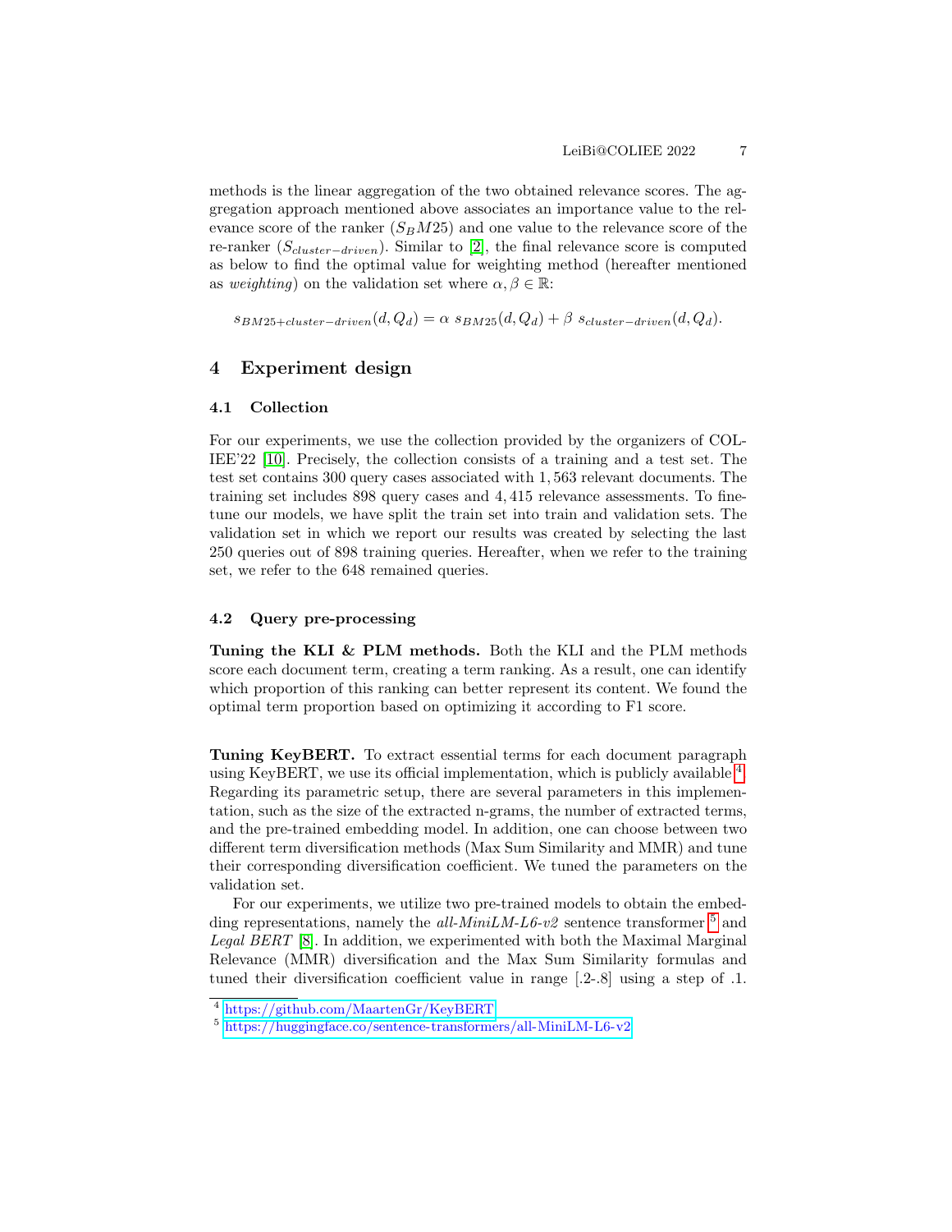methods is the linear aggregation of the two obtained relevance scores. The aggregation approach mentioned above associates an importance value to the relevance score of the ranker ($S_BM25$) and one value to the relevance score of the re-ranker ($S_{cluster-driven}$). Similar to [2], the final relevance score is computed as below to find the optimal value for weighting method (hereafter mentioned as *weighting*) on the validation set where $\alpha, \beta \in \mathbb{R}$:

$$s_{BM25+cluster-driven}(d, Q_d) = \alpha \; s_{BM25}(d, Q_d) + \beta \; s_{cluster-driven}(d, Q_d).$$

## 4 Experiment design

### 4.1 Collection

For our experiments, we use the collection provided by the organizers of COLIEE'22 [10]. Precisely, the collection consists of a training and a test set. The test set contains 300 query cases associated with 1,563 relevant documents. The training set includes 898 query cases and 4,415 relevance assessments. To fine-tune our models, we have split the train set into train and validation sets. The validation set in which we report our results was created by selecting the last 250 queries out of 898 training queries. Hereafter, when we refer to the training set, we refer to the 648 remained queries.

### 4.2 Query pre-processing

**Tuning the KLI & PLM methods.** Both the KLI and the PLM methods score each document term, creating a term ranking. As a result, one can identify which proportion of this ranking can better represent its content. We found the optimal term proportion based on optimizing it according to F1 score.

**Tuning KeyBERT.** To extract essential terms for each document paragraph using KeyBERT, we use its official implementation, which is publicly available [4]. Regarding its parametric setup, there are several parameters in this implementation, such as the size of the extracted n-grams, the number of extracted terms, and the pre-trained embedding model. In addition, one can choose between two different term diversification methods (Max Sum Similarity and MMR) and tune their corresponding diversification coefficient. We tuned the parameters on the validation set.

For our experiments, we utilize two pre-trained models to obtain the embedding representations, namely the *all-MiniLM-L6-v2* sentence transformer [5] and *Legal BERT* [8]. In addition, we experimented with both the Maximal Marginal Relevance (MMR) diversification and the Max Sum Similarity formulas and tuned their diversification coefficient value in range [.2-.8] using a step of .1.

[4] https://github.com/MaartenGr/KeyBERT

[5] https://huggingface.co/sentence-transformers/all-MiniLM-L6-v2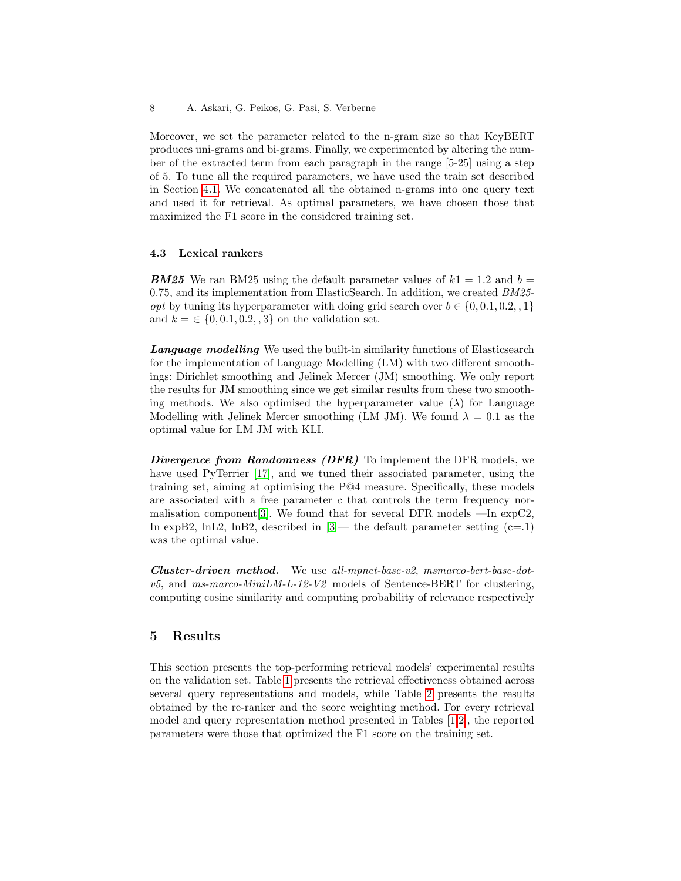Moreover, we set the parameter related to the n-gram size so that KeyBERT produces uni-grams and bi-grams. Finally, we experimented by altering the number of the extracted term from each paragraph in the range [5-25] using a step of 5. To tune all the required parameters, we have used the train set described in Section 4.1. We concatenated all the obtained n-grams into one query text and used it for retrieval. As optimal parameters, we have chosen those that maximized the F1 score in the considered training set.

### 4.3 Lexical rankers

***BM25*** We ran BM25 using the default parameter values of $k1 = 1.2$ and $b = 0.75$, and its implementation from ElasticSearch. In addition, we created *BM25-opt* by tuning its hyperparameter with doing grid search over $b \in \{0, 0.1, 0.2, , 1\}$ and $k = \in \{0, 0.1, 0.2, , 3\}$ on the validation set.

***Language modelling*** We used the built-in similarity functions of Elasticsearch for the implementation of Language Modelling (LM) with two different smoothings: Dirichlet smoothing and Jelinek Mercer (JM) smoothing. We only report the results for JM smoothing since we get similar results from these two smoothing methods. We also optimised the hyperparameter value ($\lambda$) for Language Modelling with Jelinek Mercer smoothing (LM JM). We found $\lambda = 0.1$ as the optimal value for LM JM with KLI.

***Divergence from Randomness (DFR)*** To implement the DFR models, we have used PyTerrier [17], and we tuned their associated parameter, using the training set, aiming at optimising the P@4 measure. Specifically, these models are associated with a free parameter $c$ that controls the term frequency normalisation component[3]. We found that for several DFR models —In_expC2, In_expB2, lnL2, lnB2, described in [3]— the default parameter setting (c=.1) was the optimal value.

***Cluster-driven method.*** We use *all-mpnet-base-v2*, *msmarco-bert-base-dot-v5*, and *ms-marco-MiniLM-L-12-V2* models of Sentence-BERT for clustering, computing cosine similarity and computing probability of relevance respectively

## 5 Results

This section presents the top-performing retrieval models' experimental results on the validation set. Table 1 presents the retrieval effectiveness obtained across several query representations and models, while Table 2 presents the results obtained by the re-ranker and the score weighting method. For every retrieval model and query representation method presented in Tables [1,2], the reported parameters were those that optimized the F1 score on the training set.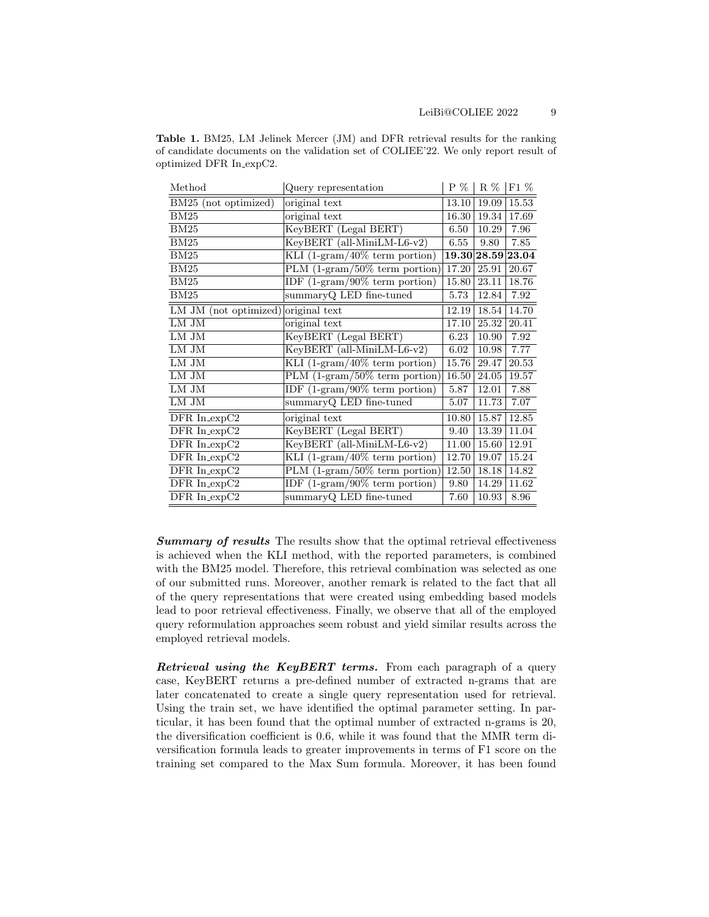**Table 1.** BM25, LM Jelinek Mercer (JM) and DFR retrieval results for the ranking of candidate documents on the validation set of COLIEE'22. We only report result of optimized DFR In_expC2.

| Method | Query representation | P % | R % | F1 % |
|---|---|---|---|---|
| BM25 (not optimized) | original text | 13.10 | 19.09 | 15.53 |
| BM25 | original text | 16.30 | 19.34 | 17.69 |
| BM25 | KeyBERT (Legal BERT) | 6.50 | 10.29 | 7.96 |
| BM25 | KeyBERT (all-MiniLM-L6-v2) | 6.55 | 9.80 | 7.85 |
| BM25 | KLI (1-gram/40% term portion) | **19.30** | **28.59** | **23.04** |
| BM25 | PLM (1-gram/50% term portion) | 17.20 | 25.91 | 20.67 |
| BM25 | IDF (1-gram/90% term portion) | 15.80 | 23.11 | 18.76 |
| BM25 | summaryQ LED fine-tuned | 5.73 | 12.84 | 7.92 |
| LM JM (not optimized) | original text | 12.19 | 18.54 | 14.70 |
| LM JM | original text | 17.10 | 25.32 | 20.41 |
| LM JM | KeyBERT (Legal BERT) | 6.23 | 10.90 | 7.92 |
| LM JM | KeyBERT (all-MiniLM-L6-v2) | 6.02 | 10.98 | 7.77 |
| LM JM | KLI (1-gram/40% term portion) | 15.76 | 29.47 | 20.53 |
| LM JM | PLM (1-gram/50% term portion) | 16.50 | 24.05 | 19.57 |
| LM JM | IDF (1-gram/90% term portion) | 5.87 | 12.01 | 7.88 |
| LM JM | summaryQ LED fine-tuned | 5.07 | 11.73 | 7.07 |
| DFR In_expC2 | original text | 10.80 | 15.87 | 12.85 |
| DFR In_expC2 | KeyBERT (Legal BERT) | 9.40 | 13.39 | 11.04 |
| DFR In_expC2 | KeyBERT (all-MiniLM-L6-v2) | 11.00 | 15.60 | 12.91 |
| DFR In_expC2 | KLI (1-gram/40% term portion) | 12.70 | 19.07 | 15.24 |
| DFR In_expC2 | PLM (1-gram/50% term portion) | 12.50 | 18.18 | 14.82 |
| DFR In_expC2 | IDF (1-gram/90% term portion) | 9.80 | 14.29 | 11.62 |
| DFR In_expC2 | summaryQ LED fine-tuned | 7.60 | 10.93 | 8.96 |

***Summary of results*** The results show that the optimal retrieval effectiveness is achieved when the KLI method, with the reported parameters, is combined with the BM25 model. Therefore, this retrieval combination was selected as one of our submitted runs. Moreover, another remark is related to the fact that all of the query representations that were created using embedding based models lead to poor retrieval effectiveness. Finally, we observe that all of the employed query reformulation approaches seem robust and yield similar results across the employed retrieval models.

***Retrieval using the KeyBERT terms.*** From each paragraph of a query case, KeyBERT returns a pre-defined number of extracted n-grams that are later concatenated to create a single query representation used for retrieval. Using the train set, we have identified the optimal parameter setting. In particular, it has been found that the optimal number of extracted n-grams is 20, the diversification coefficient is 0.6, while it was found that the MMR term diversification formula leads to greater improvements in terms of F1 score on the training set compared to the Max Sum formula. Moreover, it has been found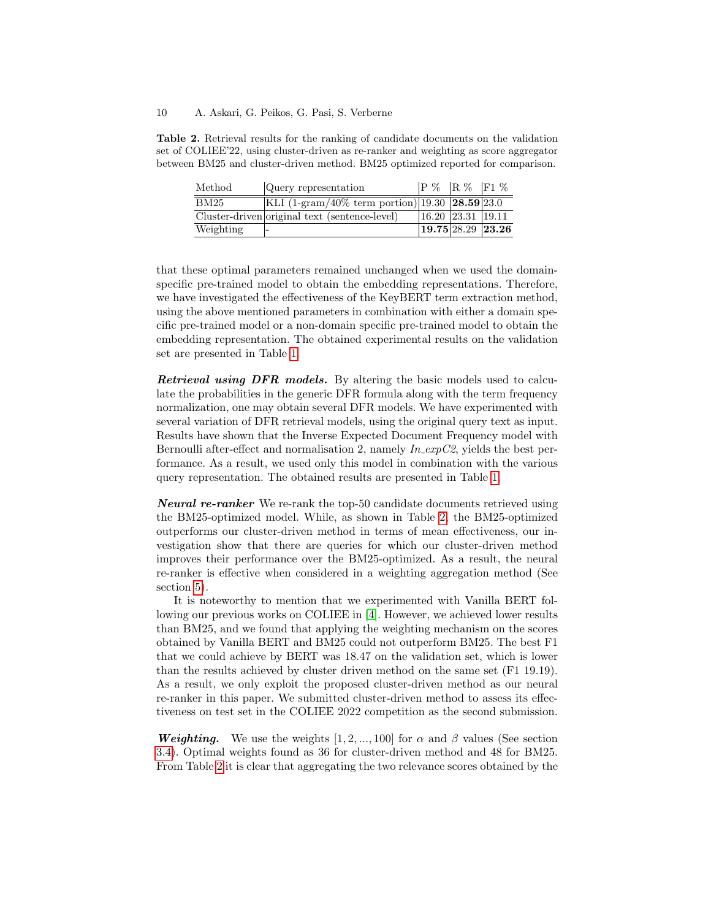**Table 2.** Retrieval results for the ranking of candidate documents on the validation set of COLIEE'22, using cluster-driven as re-ranker and weighting as score aggregator between BM25 and cluster-driven method. BM25 optimized reported for comparison.

| Method | Query representation | P % | R % | F1 % |
|---|---|---|---|---|
| BM25 | KLI (1-gram/40% term portion) | 19.30 | **28.59** | 23.0 |
| Cluster-driven | original text (sentence-level) | 16.20 | 23.31 | 19.11 |
| Weighting | - | **19.75** | 28.29 | **23.26** |

that these optimal parameters remained unchanged when we used the domain-specific pre-trained model to obtain the embedding representations. Therefore, we have investigated the effectiveness of the KeyBERT term extraction method, using the above mentioned parameters in combination with either a domain specific pre-trained model or a non-domain specific pre-trained model to obtain the embedding representation. The obtained experimental results on the validation set are presented in Table 1.

***Retrieval using DFR models.*** By altering the basic models used to calculate the probabilities in the generic DFR formula along with the term frequency normalization, one may obtain several DFR models. We have experimented with several variation of DFR retrieval models, using the original query text as input. Results have shown that the Inverse Expected Document Frequency model with Bernoulli after-effect and normalisation 2, namely *In_expC2*, yields the best performance. As a result, we used only this model in combination with the various query representation. The obtained results are presented in Table 1.

***Neural re-ranker*** We re-rank the top-50 candidate documents retrieved using the BM25-optimized model. While, as shown in Table 2, the BM25-optimized outperforms our cluster-driven method in terms of mean effectiveness, our investigation show that there are queries for which our cluster-driven method improves their performance over the BM25-optimized. As a result, the neural re-ranker is effective when considered in a weighting aggregation method (See section 5).

It is noteworthy to mention that we experimented with Vanilla BERT following our previous works on COLIEE in [4]. However, we achieved lower results than BM25, and we found that applying the weighting mechanism on the scores obtained by Vanilla BERT and BM25 could not outperform BM25. The best F1 that we could achieve by BERT was 18.47 on the validation set, which is lower than the results achieved by cluster driven method on the same set (F1 19.19). As a result, we only exploit the proposed cluster-driven method as our neural re-ranker in this paper. We submitted cluster-driven method to assess its effectiveness on test set in the COLIEE 2022 competition as the second submission.

***Weighting.*** We use the weights $[1, 2, ..., 100]$ for $\alpha$ and $\beta$ values (See section 3.4). Optimal weights found as 36 for cluster-driven method and 48 for BM25. From Table 2 it is clear that aggregating the two relevance scores obtained by the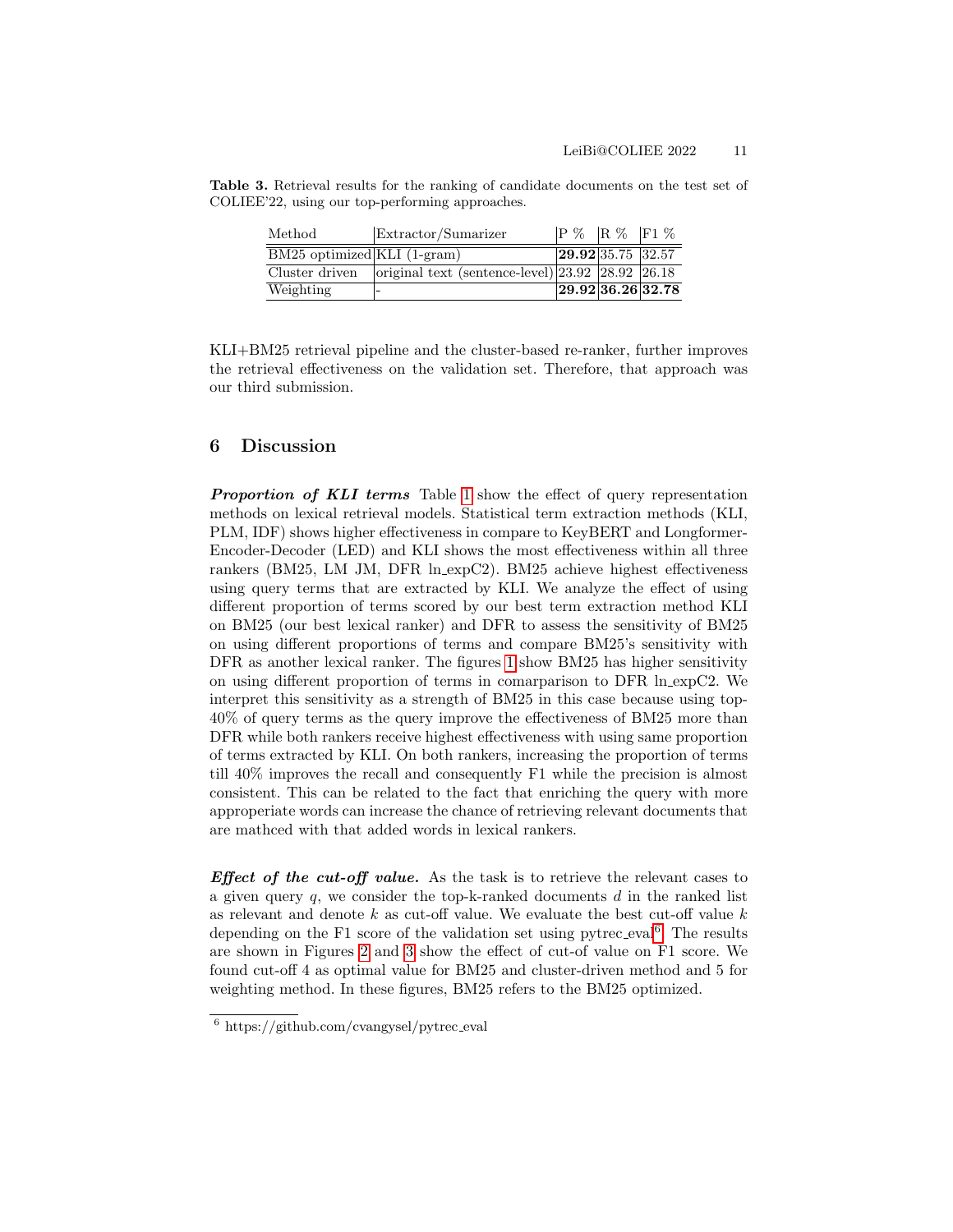**Table 3.** Retrieval results for the ranking of candidate documents on the test set of COLIEE'22, using our top-performing approaches.

| Method | Extractor/Sumarizer | P % | R % | F1 % |
|---|---|---|---|---|
| BM25 optimized | KLI (1-gram) | **29.92** | 35.75 | 32.57 |
| Cluster driven | original text (sentence-level) | 23.92 | 28.92 | 26.18 |
| Weighting | - | **29.92** | **36.26** | **32.78** |

KLI+BM25 retrieval pipeline and the cluster-based re-ranker, further improves the retrieval effectiveness on the validation set. Therefore, that approach was our third submission.

## 6 Discussion

***Proportion of KLI terms*** Table 1 show the effect of query representation methods on lexical retrieval models. Statistical term extraction methods (KLI, PLM, IDF) shows higher effectiveness in compare to KeyBERT and Longformer-Encoder-Decoder (LED) and KLI shows the most effectiveness within all three rankers (BM25, LM JM, DFR ln_expC2). BM25 achieve highest effectiveness using query terms that are extracted by KLI. We analyze the effect of using different proportion of terms scored by our best term extraction method KLI on BM25 (our best lexical ranker) and DFR to assess the sensitivity of BM25 on using different proportions of terms and compare BM25's sensitivity with DFR as another lexical ranker. The figures 1 show BM25 has higher sensitivity on using different proportion of terms in comarparison to DFR ln_expC2. We interpret this sensitivity as a strength of BM25 in this case because using top-40% of query terms as the query improve the effectiveness of BM25 more than DFR while both rankers receive highest effectiveness with using same proportion of terms extracted by KLI. On both rankers, increasing the proportion of terms till 40% improves the recall and consequently F1 while the precision is almost consistent. This can be related to the fact that enriching the query with more approperiate words can increase the chance of retrieving relevant documents that are mathced with that added words in lexical rankers.

***Effect of the cut-off value.*** As the task is to retrieve the relevant cases to a given query $q$, we consider the top-k-ranked documents $d$ in the ranked list as relevant and denote $k$ as cut-off value. We evaluate the best cut-off value $k$ depending on the F1 score of the validation set using pytrec_eval[6]. The results are shown in Figures 2 and 3 show the effect of cut-of value on F1 score. We found cut-off 4 as optimal value for BM25 and cluster-driven method and 5 for weighting method. In these figures, BM25 refers to the BM25 optimized.

[6] https://github.com/cvangysel/pytrec_eval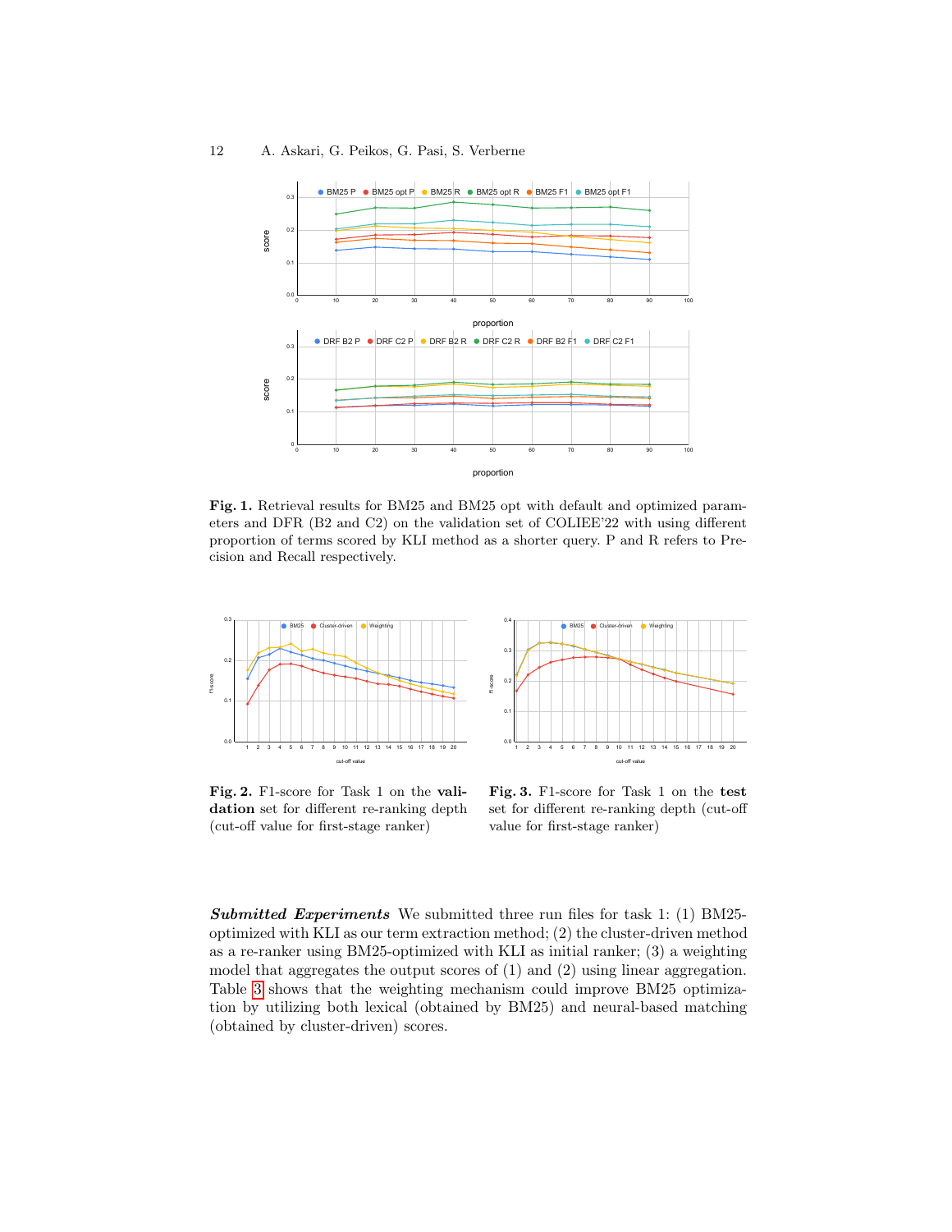**Fig. 1.** Retrieval results for BM25 and BM25 opt with default and optimized parameters and DFR (B2 and C2) on the validation set of COLIEE'22 with using different proportion of terms scored by KLI method as a shorter query. P and R refers to Precision and Recall respectively.

**Fig. 2.** F1-score for Task 1 on the **validation** set for different re-ranking depth (cut-off value for first-stage ranker)

**Fig. 3.** F1-score for Task 1 on the **test** set for different re-ranking depth (cut-off value for first-stage ranker)

***Submitted Experiments*** We submitted three run files for task 1: (1) BM25-optimized with KLI as our term extraction method; (2) the cluster-driven method as a re-ranker using BM25-optimized with KLI as initial ranker; (3) a weighting model that aggregates the output scores of (1) and (2) using linear aggregation. Table 3 shows that the weighting mechanism could improve BM25 optimization by utilizing both lexical (obtained by BM25) and neural-based matching (obtained by cluster-driven) scores.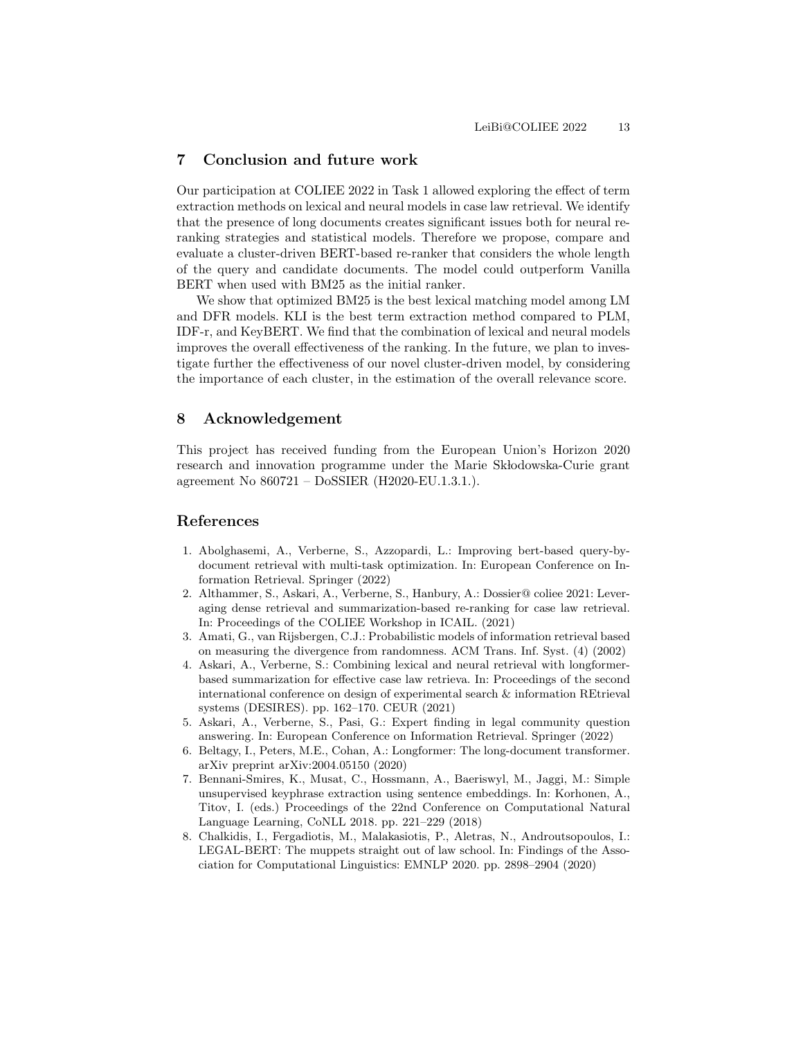## 7 Conclusion and future work

Our participation at COLIEE 2022 in Task 1 allowed exploring the effect of term extraction methods on lexical and neural models in case law retrieval. We identify that the presence of long documents creates significant issues both for neural re-ranking strategies and statistical models. Therefore we propose, compare and evaluate a cluster-driven BERT-based re-ranker that considers the whole length of the query and candidate documents. The model could outperform Vanilla BERT when used with BM25 as the initial ranker.

We show that optimized BM25 is the best lexical matching model among LM and DFR models. KLI is the best term extraction method compared to PLM, IDF-r, and KeyBERT. We find that the combination of lexical and neural models improves the overall effectiveness of the ranking. In the future, we plan to investigate further the effectiveness of our novel cluster-driven model, by considering the importance of each cluster, in the estimation of the overall relevance score.

## 8 Acknowledgement

This project has received funding from the European Union's Horizon 2020 research and innovation programme under the Marie Skłodowska-Curie grant agreement No 860721 – DoSSIER (H2020-EU.1.3.1.).

## References

1. Abolghasemi, A., Verberne, S., Azzopardi, L.: Improving bert-based query-by-document retrieval with multi-task optimization. In: European Conference on Information Retrieval. Springer (2022)
2. Althammer, S., Askari, A., Verberne, S., Hanbury, A.: Dossier@ coliee 2021: Leveraging dense retrieval and summarization-based re-ranking for case law retrieval. In: Proceedings of the COLIEE Workshop in ICAIL. (2021)
3. Amati, G., van Rijsbergen, C.J.: Probabilistic models of information retrieval based on measuring the divergence from randomness. ACM Trans. Inf. Syst. (4) (2002)
4. Askari, A., Verberne, S.: Combining lexical and neural retrieval with longformer-based summarization for effective case law retrieva. In: Proceedings of the second international conference on design of experimental search & information REtrieval systems (DESIRES). pp. 162–170. CEUR (2021)
5. Askari, A., Verberne, S., Pasi, G.: Expert finding in legal community question answering. In: European Conference on Information Retrieval. Springer (2022)
6. Beltagy, I., Peters, M.E., Cohan, A.: Longformer: The long-document transformer. arXiv preprint arXiv:2004.05150 (2020)
7. Bennani-Smires, K., Musat, C., Hossmann, A., Baeriswyl, M., Jaggi, M.: Simple unsupervised keyphrase extraction using sentence embeddings. In: Korhonen, A., Titov, I. (eds.) Proceedings of the 22nd Conference on Computational Natural Language Learning, CoNLL 2018. pp. 221–229 (2018)
8. Chalkidis, I., Fergadiotis, M., Malakasiotis, P., Aletras, N., Androutsopoulos, I.: LEGAL-BERT: The muppets straight out of law school. In: Findings of the Association for Computational Linguistics: EMNLP 2020. pp. 2898–2904 (2020)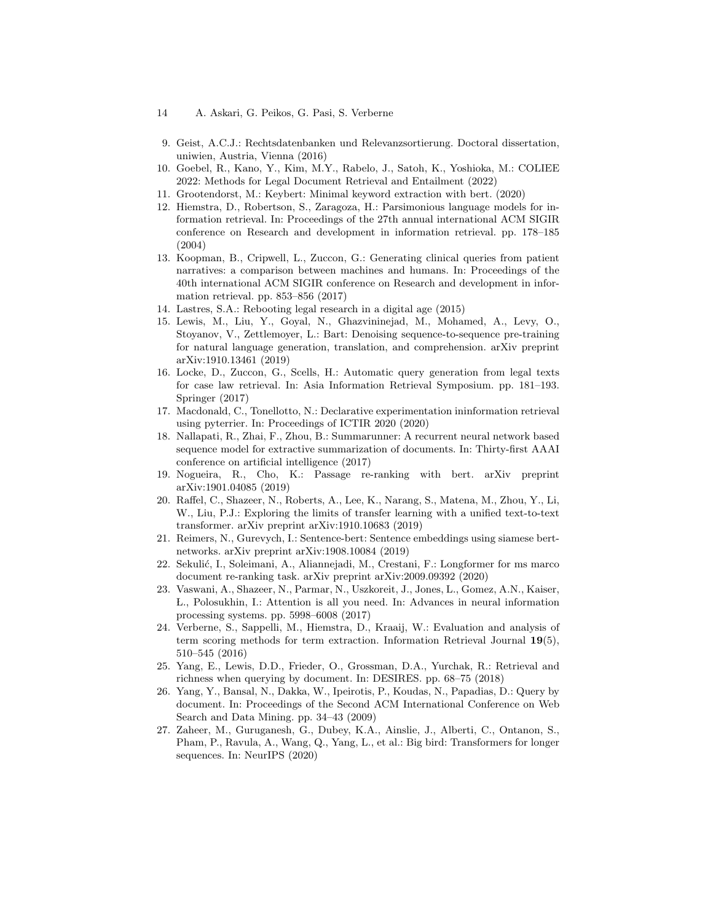9. Geist, A.C.J.: Rechtsdatenbanken und Relevanzsortierung. Doctoral dissertation, uniwien, Austria, Vienna (2016)
10. Goebel, R., Kano, Y., Kim, M.Y., Rabelo, J., Satoh, K., Yoshioka, M.: COLIEE 2022: Methods for Legal Document Retrieval and Entailment (2022)
11. Grootendorst, M.: Keybert: Minimal keyword extraction with bert. (2020)
12. Hiemstra, D., Robertson, S., Zaragoza, H.: Parsimonious language models for information retrieval. In: Proceedings of the 27th annual international ACM SIGIR conference on Research and development in information retrieval. pp. 178–185 (2004)
13. Koopman, B., Cripwell, L., Zuccon, G.: Generating clinical queries from patient narratives: a comparison between machines and humans. In: Proceedings of the 40th international ACM SIGIR conference on Research and development in information retrieval. pp. 853–856 (2017)
14. Lastres, S.A.: Rebooting legal research in a digital age (2015)
15. Lewis, M., Liu, Y., Goyal, N., Ghazvininejad, M., Mohamed, A., Levy, O., Stoyanov, V., Zettlemoyer, L.: Bart: Denoising sequence-to-sequence pre-training for natural language generation, translation, and comprehension. arXiv preprint arXiv:1910.13461 (2019)
16. Locke, D., Zuccon, G., Scells, H.: Automatic query generation from legal texts for case law retrieval. In: Asia Information Retrieval Symposium. pp. 181–193. Springer (2017)
17. Macdonald, C., Tonellotto, N.: Declarative experimentation ininformation retrieval using pyterrier. In: Proceedings of ICTIR 2020 (2020)
18. Nallapati, R., Zhai, F., Zhou, B.: Summarunner: A recurrent neural network based sequence model for extractive summarization of documents. In: Thirty-first AAAI conference on artificial intelligence (2017)
19. Nogueira, R., Cho, K.: Passage re-ranking with bert. arXiv preprint arXiv:1901.04085 (2019)
20. Raffel, C., Shazeer, N., Roberts, A., Lee, K., Narang, S., Matena, M., Zhou, Y., Li, W., Liu, P.J.: Exploring the limits of transfer learning with a unified text-to-text transformer. arXiv preprint arXiv:1910.10683 (2019)
21. Reimers, N., Gurevych, I.: Sentence-bert: Sentence embeddings using siamese bert-networks. arXiv preprint arXiv:1908.10084 (2019)
22. Sekulić, I., Soleimani, A., Aliannejadi, M., Crestani, F.: Longformer for ms marco document re-ranking task. arXiv preprint arXiv:2009.09392 (2020)
23. Vaswani, A., Shazeer, N., Parmar, N., Uszkoreit, J., Jones, L., Gomez, A.N., Kaiser, L., Polosukhin, I.: Attention is all you need. In: Advances in neural information processing systems. pp. 5998–6008 (2017)
24. Verberne, S., Sappelli, M., Hiemstra, D., Kraaij, W.: Evaluation and analysis of term scoring methods for term extraction. Information Retrieval Journal **19**(5), 510–545 (2016)
25. Yang, E., Lewis, D.D., Frieder, O., Grossman, D.A., Yurchak, R.: Retrieval and richness when querying by document. In: DESIRES. pp. 68–75 (2018)
26. Yang, Y., Bansal, N., Dakka, W., Ipeirotis, P., Koudas, N., Papadias, D.: Query by document. In: Proceedings of the Second ACM International Conference on Web Search and Data Mining. pp. 34–43 (2009)
27. Zaheer, M., Guruganesh, G., Dubey, K.A., Ainslie, J., Alberti, C., Ontanon, S., Pham, P., Ravula, A., Wang, Q., Yang, L., et al.: Big bird: Transformers for longer sequences. In: NeurIPS (2020)